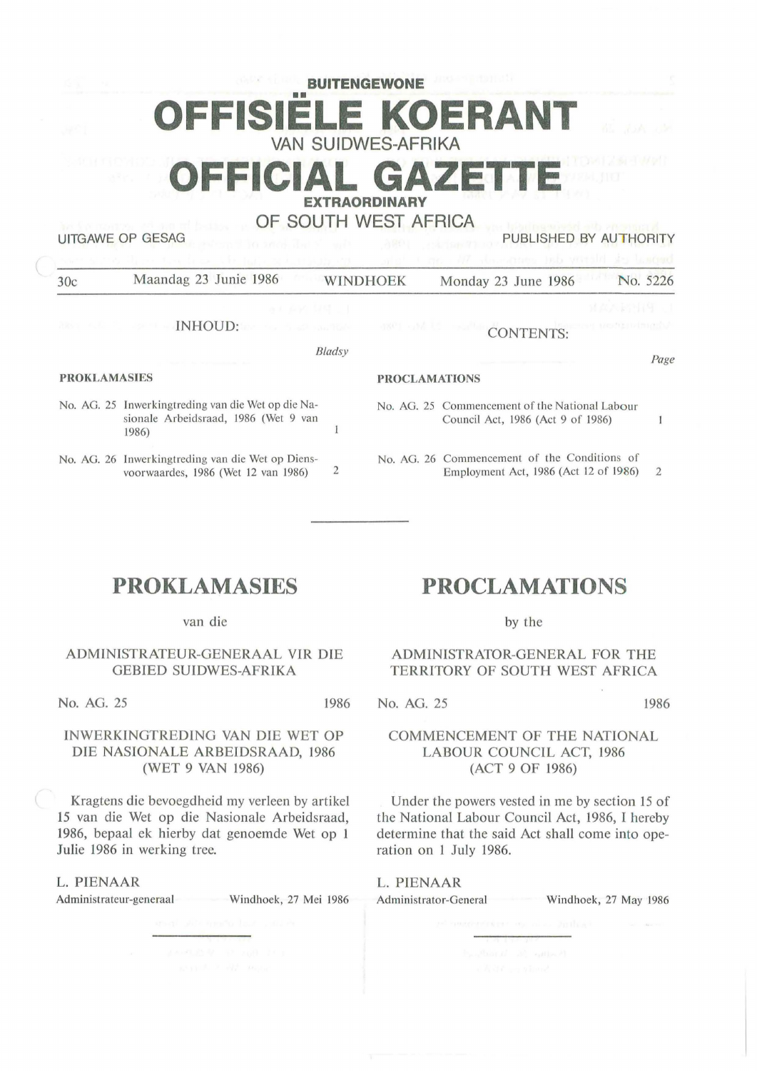**BUITENGEWONE**

# OFFISIËLE KOERANT

VAN SUIDWES-AFRIKA

# OFFICIAL GAZETTE

**EXTRAORDINARY**

OF SOUTH WEST AFRICA

UITGAWE OP GESAG — PUBLISHED BY AUTHORITY

30c | Maandag 23 Junie 1986 | WINDHOEK | Monday 23 June 1986 | No. 5226

INHOUD: / CONTENTS:

| | *Bladsy* | | *Page* |
|---|---|---|---|
| **PROKLAMASIES** | | **PROCLAMATIONS** | |
| No. AG. 25 Inwerkingtreding van die Wet op die Nasionale Arbeidsraad, 1986 (Wet 9 van 1986) | 1 | No. AG. 25 Commencement of the National Labour Council Act, 1986 (Act 9 of 1986) | 1 |
| No. AG. 26 Inwerkingtreding van die Wet op Diensvoorwaardes, 1986 (Wet 12 van 1986) | 2 | No. AG. 26 Commencement of the Conditions of Employment Act, 1986 (Act 12 of 1986) | 2 |

## PROKLAMASIES

van die

ADMINISTRATEUR-GENERAAL VIR DIE GEBIED SUIDWES-AFRIKA

No. AG. 25 — 1986

### INWERKINGTREDING VAN DIE WET OP DIE NASIONALE ARBEIDSRAAD, 1986 (WET 9 VAN 1986)

Kragtens die bevoegdheid my verleen by artikel 15 van die Wet op die Nasionale Arbeidsraad, 1986, bepaal ek hierby dat genoemde Wet op 1 Julie 1986 in werking tree.

L. PIENAAR
Administrateur-generaal — Windhoek, 27 Mei 1986

## PROCLAMATIONS

by the

ADMINISTRATOR-GENERAL FOR THE TERRITORY OF SOUTH WEST AFRICA

No. AG. 25 — 1986

### COMMENCEMENT OF THE NATIONAL LABOUR COUNCIL ACT, 1986 (ACT 9 OF 1986)

Under the powers vested in me by section 15 of the National Labour Council Act, 1986, I hereby determine that the said Act shall come into operation on 1 July 1986.

L. PIENAAR
Administrator-General — Windhoek, 27 May 1986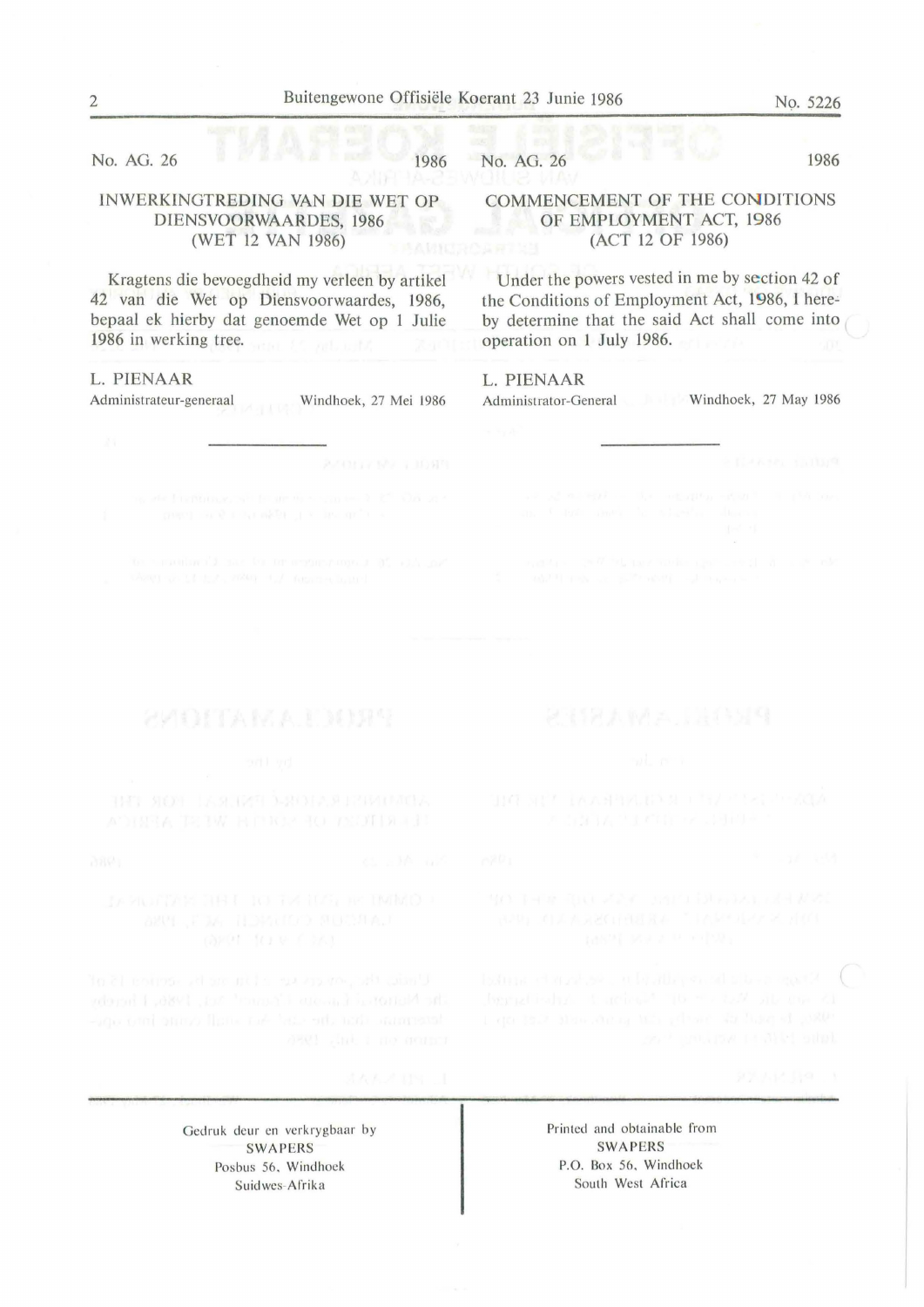No. AG. 26 1986

## INWERKINGTREDING VAN DIE WET OP DIENSVOORWAARDES, 1986 (WET 12 VAN 1986)

Kragtens die bevoegdheid my verleen by artikel 42 van die Wet op Diensvoorwaardes, 1986, bepaal ek hierby dat genoemde Wet op 1 Julie 1986 in werking tree.

L. PIENAAR
Administrateur-generaal Windhoek, 27 Mei 1986

No. AG. 26 1986

## COMMENCEMENT OF THE CONDITIONS OF EMPLOYMENT ACT, 1986 (ACT 12 OF 1986)

Under the powers vested in me by section 42 of the Conditions of Employment Act, 1986, I hereby determine that the said Act shall come into operation on 1 July 1986.

L. PIENAAR
Administrator-General Windhoek, 27 May 1986

Gedruk deur en verkrygbaar by
SWAPERS
Posbus 56, Windhoek
Suidwes-Afrika

Printed and obtainable from
SWAPERS
P.O. Box 56, Windhoek
South West Africa